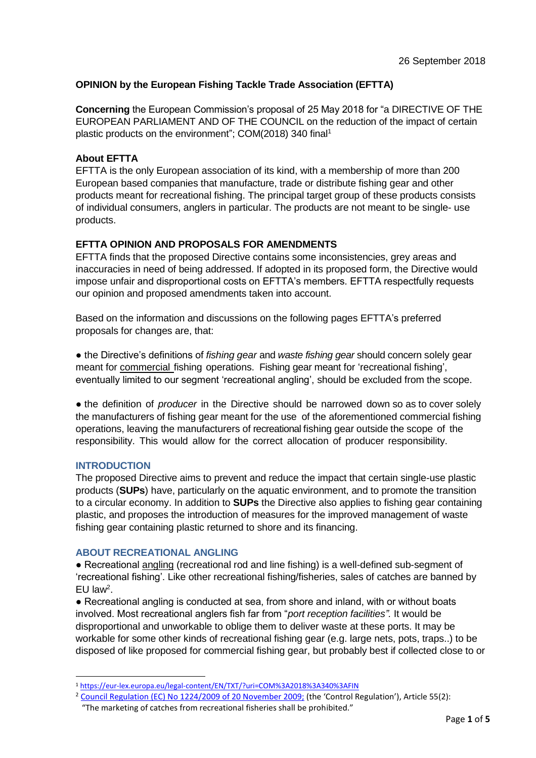26 September 2018

**OPINION by the European Fishing Tackle Trade Association (EFTTA)**

**Concerning** the European Commission's proposal of 25 May 2018 for "a DIRECTIVE OF THE EUROPEAN PARLIAMENT AND OF THE COUNCIL on the reduction of the impact of certain plastic products on the environment"; COM(2018) 340 final[1]

**About EFTTA**

EFTTA is the only European association of its kind, with a membership of more than 200 European based companies that manufacture, trade or distribute fishing gear and other products meant for recreational fishing. The principal target group of these products consists of individual consumers, anglers in particular. The products are not meant to be single- use products.

**EFTTA OPINION AND PROPOSALS FOR AMENDMENTS**

EFTTA finds that the proposed Directive contains some inconsistencies, grey areas and inaccuracies in need of being addressed. If adopted in its proposed form, the Directive would impose unfair and disproportional costs on EFTTA's members. EFTTA respectfully requests our opinion and proposed amendments taken into account.

Based on the information and discussions on the following pages EFTTA's preferred proposals for changes are, that:

- the Directive's definitions of *fishing gear* and *waste fishing gear* should concern solely gear meant for commercial fishing operations. Fishing gear meant for 'recreational fishing', eventually limited to our segment 'recreational angling', should be excluded from the scope.

- the definition of *producer* in the Directive should be narrowed down so as to cover solely the manufacturers of fishing gear meant for the use of the aforementioned commercial fishing operations, leaving the manufacturers of recreational fishing gear outside the scope of the responsibility. This would allow for the correct allocation of producer responsibility.

## INTRODUCTION

The proposed Directive aims to prevent and reduce the impact that certain single-use plastic products (**SUPs**) have, particularly on the aquatic environment, and to promote the transition to a circular economy. In addition to **SUPs** the Directive also applies to fishing gear containing plastic, and proposes the introduction of measures for the improved management of waste fishing gear containing plastic returned to shore and its financing.

## ABOUT RECREATIONAL ANGLING

- Recreational angling (recreational rod and line fishing) is a well-defined sub-segment of 'recreational fishing'. Like other recreational fishing/fisheries, sales of catches are banned by EU law[2].
- Recreational angling is conducted at sea, from shore and inland, with or without boats involved. Most recreational anglers fish far from "*port reception facilities".* It would be disproportional and unworkable to oblige them to deliver waste at these ports. It may be workable for some other kinds of recreational fishing gear (e.g. large nets, pots, traps..) to be disposed of like proposed for commercial fishing gear, but probably best if collected close to or

---

[1] https://eur-lex.europa.eu/legal-content/EN/TXT/?uri=COM%3A2018%3A340%3AFIN

[2] Council Regulation (EC) No 1224/2009 of 20 November 2009; (the 'Control Regulation'), Article 55(2): "The marketing of catches from recreational fisheries shall be prohibited."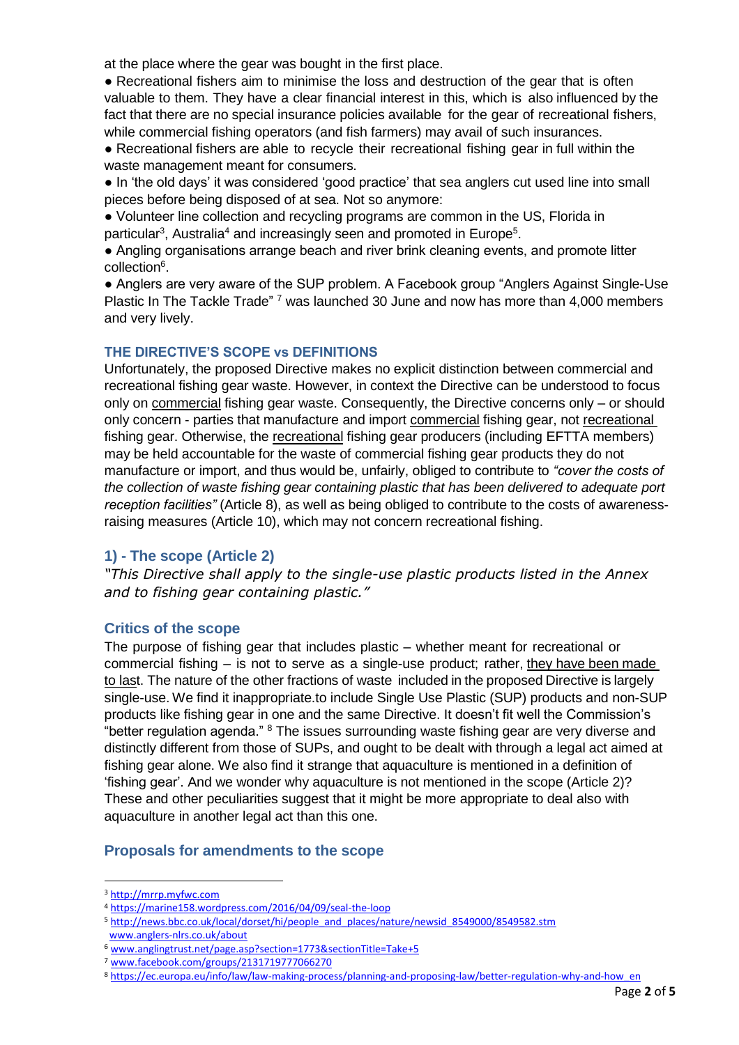at the place where the gear was bought in the first place.

- Recreational fishers aim to minimise the loss and destruction of the gear that is often valuable to them. They have a clear financial interest in this, which is also influenced by the fact that there are no special insurance policies available for the gear of recreational fishers, while commercial fishing operators (and fish farmers) may avail of such insurances.
- Recreational fishers are able to recycle their recreational fishing gear in full within the waste management meant for consumers.
- In 'the old days' it was considered 'good practice' that sea anglers cut used line into small pieces before being disposed of at sea. Not so anymore:
- Volunteer line collection and recycling programs are common in the US, Florida in particular[3], Australia[4] and increasingly seen and promoted in Europe[5].
- Angling organisations arrange beach and river brink cleaning events, and promote litter collection[6].
- Anglers are very aware of the SUP problem. A Facebook group "Anglers Against Single-Use Plastic In The Tackle Trade" [7] was launched 30 June and now has more than 4,000 members and very lively.

### THE DIRECTIVE'S SCOPE vs DEFINITIONS

Unfortunately, the proposed Directive makes no explicit distinction between commercial and recreational fishing gear waste. However, in context the Directive can be understood to focus only on <u>commercial</u> fishing gear waste. Consequently, the Directive concerns only – or should only concern - parties that manufacture and import <u>commercial</u> fishing gear, not <u>recreational</u> fishing gear. Otherwise, the <u>recreational</u> fishing gear producers (including EFTTA members) may be held accountable for the waste of commercial fishing gear products they do not manufacture or import, and thus would be, unfairly, obliged to contribute to *"cover the costs of the collection of waste fishing gear containing plastic that has been delivered to adequate port reception facilities"* (Article 8), as well as being obliged to contribute to the costs of awareness-raising measures (Article 10), which may not concern recreational fishing.

## 1) - The scope (Article 2)

*"This Directive shall apply to the single-use plastic products listed in the Annex and to fishing gear containing plastic."*

### Critics of the scope

The purpose of fishing gear that includes plastic – whether meant for recreational or commercial fishing – is not to serve as a single-use product; rather, <u>they have been made to last</u>. The nature of the other fractions of waste included in the proposed Directive is largely single-use. We find it inappropriate.to include Single Use Plastic (SUP) products and non-SUP products like fishing gear in one and the same Directive. It doesn't fit well the Commission's "better regulation agenda." [8] The issues surrounding waste fishing gear are very diverse and distinctly different from those of SUPs, and ought to be dealt with through a legal act aimed at fishing gear alone. We also find it strange that aquaculture is mentioned in a definition of 'fishing gear'. And we wonder why aquaculture is not mentioned in the scope (Article 2)? These and other peculiarities suggest that it might be more appropriate to deal also with aquaculture in another legal act than this one.

### Proposals for amendments to the scope

---

[3] http://mrrp.myfwc.com

[4] https://marine158.wordpress.com/2016/04/09/seal-the-loop

[5] http://news.bbc.co.uk/local/dorset/hi/people_and_places/nature/newsid_8549000/8549582.stm www.anglers-nlrs.co.uk/about

[6] www.anglingtrust.net/page.asp?section=1773&sectionTitle=Take+5

[7] www.facebook.com/groups/2131719777066270

[8] https://ec.europa.eu/info/law/law-making-process/planning-and-proposing-law/better-regulation-why-and-how_en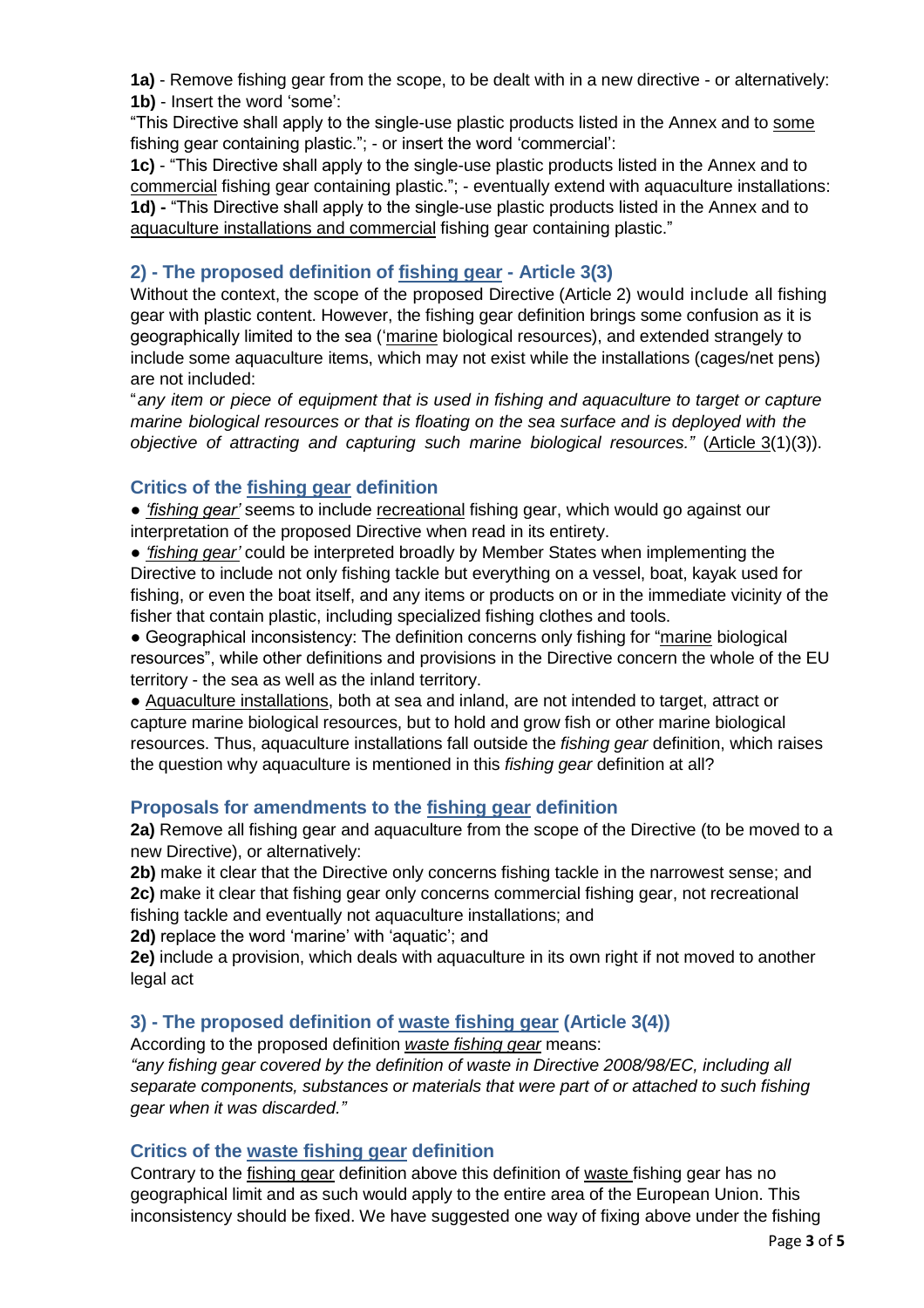**1a)** - Remove fishing gear from the scope, to be dealt with in a new directive - or alternatively:
**1b)** - Insert the word 'some':
"This Directive shall apply to the single-use plastic products listed in the Annex and to <u>some</u> fishing gear containing plastic."; - or insert the word 'commercial':
**1c)** - "This Directive shall apply to the single-use plastic products listed in the Annex and to <u>commercial</u> fishing gear containing plastic."; - eventually extend with aquaculture installations:
**1d) -** "This Directive shall apply to the single-use plastic products listed in the Annex and to <u>aquaculture installations and commercial</u> fishing gear containing plastic."

## 2) - The proposed definition of <u>fishing gear</u> - Article 3(3)

Without the context, the scope of the proposed Directive (Article 2) would include all fishing gear with plastic content. However, the fishing gear definition brings some confusion as it is geographically limited to the sea ('<u>marine</u> biological resources), and extended strangely to include some aquaculture items, which may not exist while the installations (cages/net pens) are not included:

"*any item or piece of equipment that is used in fishing and aquaculture to target or capture marine biological resources or that is floating on the sea surface and is deployed with the objective of attracting and capturing such marine biological resources."* (<u>Article 3</u>(1)(3)).

## Critics of the <u>fishing gear</u> definition

- *<u>'fishing gear'</u>* seems to include <u>recreational</u> fishing gear, which would go against our interpretation of the proposed Directive when read in its entirety.
- *<u>'fishing gear'</u>* could be interpreted broadly by Member States when implementing the Directive to include not only fishing tackle but everything on a vessel, boat, kayak used for fishing, or even the boat itself, and any items or products on or in the immediate vicinity of the fisher that contain plastic, including specialized fishing clothes and tools.
- Geographical inconsistency: The definition concerns only fishing for "<u>marine</u> biological resources", while other definitions and provisions in the Directive concern the whole of the EU territory - the sea as well as the inland territory.
- <u>Aquaculture installations</u>, both at sea and inland, are not intended to target, attract or capture marine biological resources, but to hold and grow fish or other marine biological resources. Thus, aquaculture installations fall outside the *fishing gear* definition, which raises the question why aquaculture is mentioned in this *fishing gear* definition at all?

## Proposals for amendments to the <u>fishing gear</u> definition

**2a)** Remove all fishing gear and aquaculture from the scope of the Directive (to be moved to a new Directive), or alternatively:
**2b)** make it clear that the Directive only concerns fishing tackle in the narrowest sense; and
**2c)** make it clear that fishing gear only concerns commercial fishing gear, not recreational fishing tackle and eventually not aquaculture installations; and
**2d)** replace the word 'marine' with 'aquatic'; and
**2e)** include a provision, which deals with aquaculture in its own right if not moved to another legal act

## 3) - The proposed definition of <u>waste fishing gear</u> (Article 3(4))

According to the proposed definition *<u>waste fishing gear</u>* means:
*"any fishing gear covered by the definition of waste in Directive 2008/98/EC, including all separate components, substances or materials that were part of or attached to such fishing gear when it was discarded."*

## Critics of the <u>waste fishing gear</u> definition

Contrary to the <u>fishing gear</u> definition above this definition of <u>waste</u> fishing gear has no geographical limit and as such would apply to the entire area of the European Union. This inconsistency should be fixed. We have suggested one way of fixing above under the fishing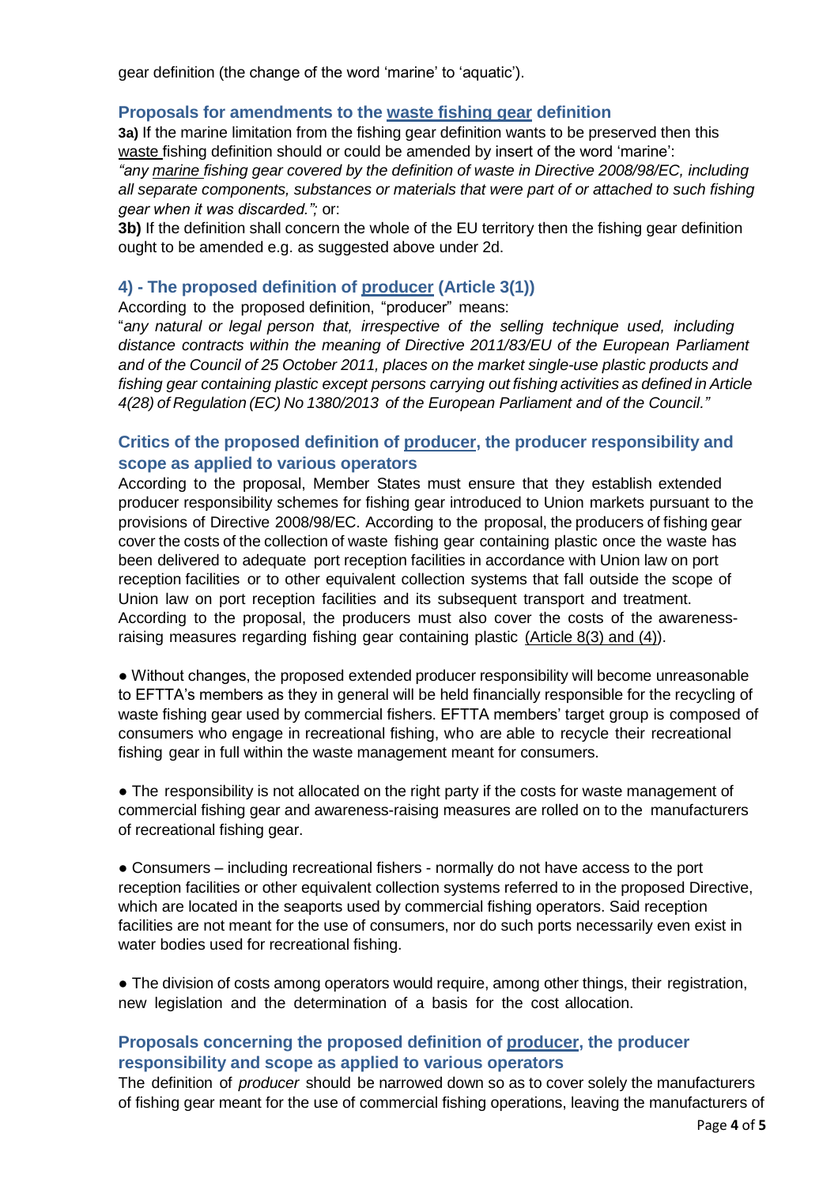gear definition (the change of the word 'marine' to 'aquatic').

### Proposals for amendments to the <u>waste fishing gear</u> definition

**3a)** If the marine limitation from the fishing gear definition wants to be preserved then this <u>waste</u> fishing definition should or could be amended by insert of the word 'marine':
*"any <u>marine</u> fishing gear covered by the definition of waste in Directive 2008/98/EC, including all separate components, substances or materials that were part of or attached to such fishing gear when it was discarded.";* or:

**3b)** If the definition shall concern the whole of the EU territory then the fishing gear definition ought to be amended e.g. as suggested above under 2d.

### 4) - The proposed definition of <u>producer</u> (Article 3(1))

According to the proposed definition, "producer" means:
"*any natural or legal person that, irrespective of the selling technique used, including distance contracts within the meaning of Directive 2011/83/EU of the European Parliament and of the Council of 25 October 2011, places on the market single-use plastic products and fishing gear containing plastic except persons carrying out fishing activities as defined in Article 4(28) of Regulation (EC) No 1380/2013 of the European Parliament and of the Council."*

### Critics of the proposed definition of <u>producer</u>, the producer responsibility and scope as applied to various operators

According to the proposal, Member States must ensure that they establish extended producer responsibility schemes for fishing gear introduced to Union markets pursuant to the provisions of Directive 2008/98/EC. According to the proposal, the producers of fishing gear cover the costs of the collection of waste fishing gear containing plastic once the waste has been delivered to adequate port reception facilities in accordance with Union law on port reception facilities or to other equivalent collection systems that fall outside the scope of Union law on port reception facilities and its subsequent transport and treatment. According to the proposal, the producers must also cover the costs of the awareness-raising measures regarding fishing gear containing plastic <u>(Article 8(3) and (4))</u>.

● Without changes, the proposed extended producer responsibility will become unreasonable to EFTTA's members as they in general will be held financially responsible for the recycling of waste fishing gear used by commercial fishers. EFTTA members' target group is composed of consumers who engage in recreational fishing, who are able to recycle their recreational fishing gear in full within the waste management meant for consumers.

● The responsibility is not allocated on the right party if the costs for waste management of commercial fishing gear and awareness-raising measures are rolled on to the manufacturers of recreational fishing gear.

● Consumers – including recreational fishers - normally do not have access to the port reception facilities or other equivalent collection systems referred to in the proposed Directive, which are located in the seaports used by commercial fishing operators. Said reception facilities are not meant for the use of consumers, nor do such ports necessarily even exist in water bodies used for recreational fishing.

● The division of costs among operators would require, among other things, their registration, new legislation and the determination of a basis for the cost allocation.

### Proposals concerning the proposed definition of <u>producer</u>, the producer responsibility and scope as applied to various operators

The definition of *producer* should be narrowed down so as to cover solely the manufacturers of fishing gear meant for the use of commercial fishing operations, leaving the manufacturers of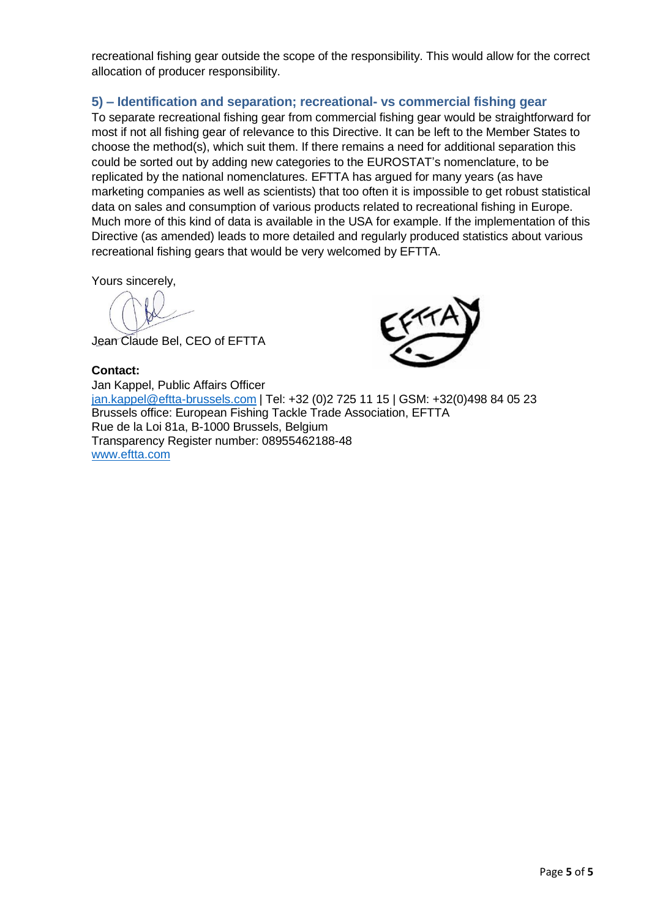recreational fishing gear outside the scope of the responsibility. This would allow for the correct allocation of producer responsibility.

## 5) – Identification and separation; recreational- vs commercial fishing gear

To separate recreational fishing gear from commercial fishing gear would be straightforward for most if not all fishing gear of relevance to this Directive. It can be left to the Member States to choose the method(s), which suit them. If there remains a need for additional separation this could be sorted out by adding new categories to the EUROSTAT's nomenclature, to be replicated by the national nomenclatures. EFTTA has argued for many years (as have marketing companies as well as scientists) that too often it is impossible to get robust statistical data on sales and consumption of various products related to recreational fishing in Europe. Much more of this kind of data is available in the USA for example. If the implementation of this Directive (as amended) leads to more detailed and regularly produced statistics about various recreational fishing gears that would be very welcomed by EFTTA.

Yours sincerely,

Jean Claude Bel, CEO of EFTTA

**Contact:**
Jan Kappel, Public Affairs Officer
jan.kappel@eftta-brussels.com | Tel: +32 (0)2 725 11 15 | GSM: +32(0)498 84 05 23
Brussels office: European Fishing Tackle Trade Association, EFTTA
Rue de la Loi 81a, B-1000 Brussels, Belgium
Transparency Register number: 08955462188-48
www.eftta.com